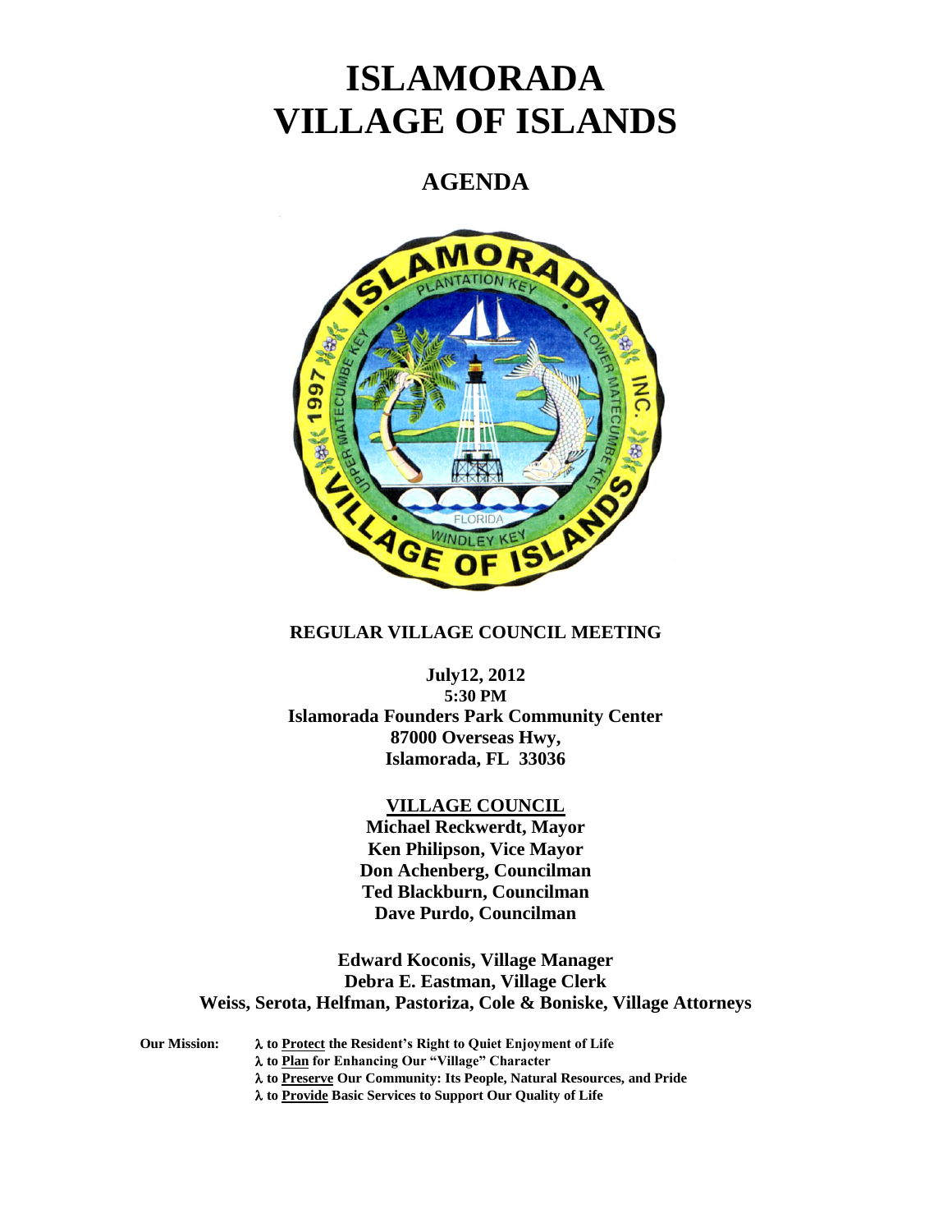# ISLAMORADA VILLAGE OF ISLANDS

## AGENDA

**REGULAR VILLAGE COUNCIL MEETING**

**July12, 2012**
**5:30 PM**
**Islamorada Founders Park Community Center**
**87000 Overseas Hwy,**
**Islamorada, FL 33036**

**VILLAGE COUNCIL**
**Michael Reckwerdt, Mayor**
**Ken Philipson, Vice Mayor**
**Don Achenberg, Councilman**
**Ted Blackburn, Councilman**
**Dave Purdo, Councilman**

**Edward Koconis, Village Manager**
**Debra E. Eastman, Village Clerk**
**Weiss, Serota, Helfman, Pastoriza, Cole & Boniske, Village Attorneys**

**Our Mission:**
- λ to **Protect** the Resident's Right to Quiet Enjoyment of Life
- λ to **Plan** for Enhancing Our "Village" Character
- λ to **Preserve** Our Community: Its People, Natural Resources, and Pride
- λ to **Provide** Basic Services to Support Our Quality of Life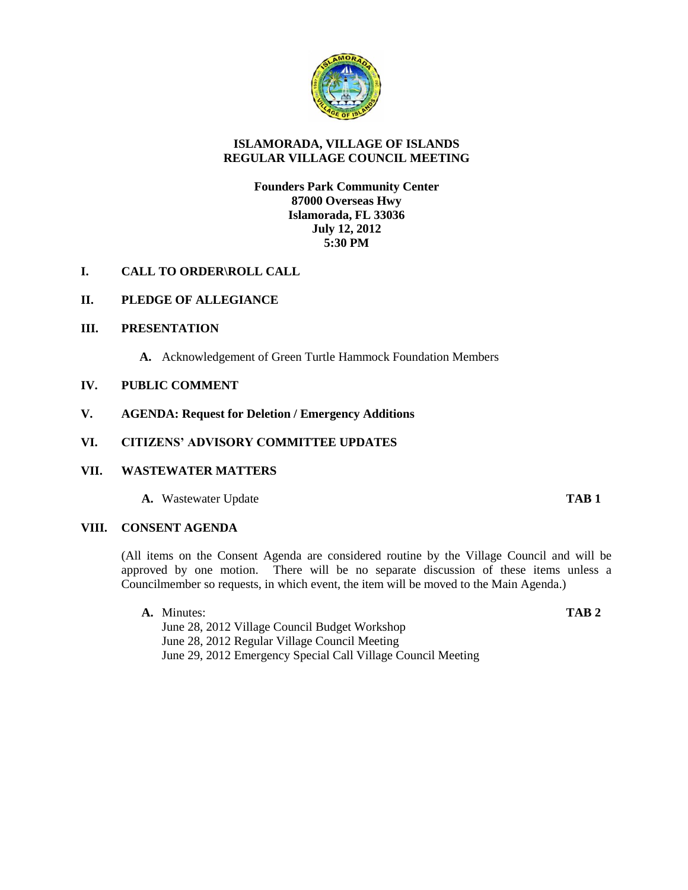# ISLAMORADA, VILLAGE OF ISLANDS
## REGULAR VILLAGE COUNCIL MEETING

**Founders Park Community Center**
**87000 Overseas Hwy**
**Islamorada, FL 33036**
**July 12, 2012**
**5:30 PM**

**I. CALL TO ORDER\ROLL CALL**

**II. PLEDGE OF ALLEGIANCE**

**III. PRESENTATION**

**A.** Acknowledgement of Green Turtle Hammock Foundation Members

**IV. PUBLIC COMMENT**

**V. AGENDA: Request for Deletion / Emergency Additions**

**VI. CITIZENS' ADVISORY COMMITTEE UPDATES**

**VII. WASTEWATER MATTERS**

**A.** Wastewater Update **TAB 1**

**VIII. CONSENT AGENDA**

(All items on the Consent Agenda are considered routine by the Village Council and will be approved by one motion. There will be no separate discussion of these items unless a Councilmember so requests, in which event, the item will be moved to the Main Agenda.)

**A.** Minutes: **TAB 2**

June 28, 2012 Village Council Budget Workshop
June 28, 2012 Regular Village Council Meeting
June 29, 2012 Emergency Special Call Village Council Meeting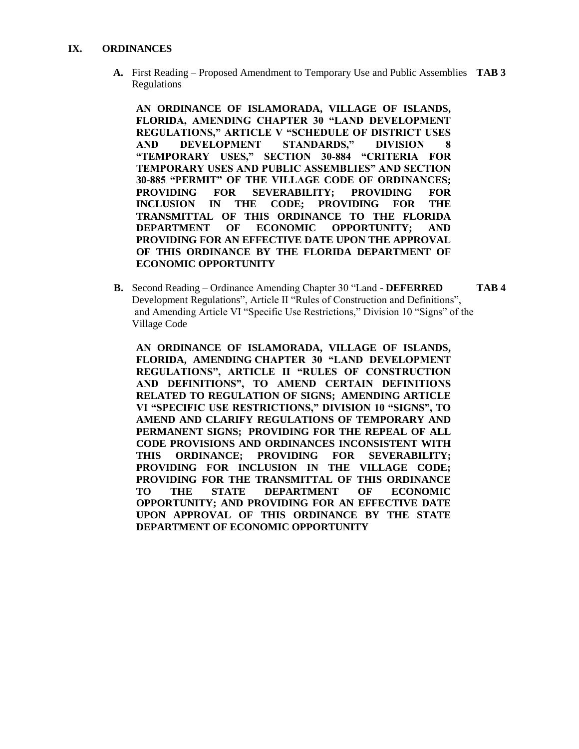## IX. ORDINANCES

**A.** First Reading – Proposed Amendment to Temporary Use and Public Assemblies Regulations **TAB 3**

**AN ORDINANCE OF ISLAMORADA, VILLAGE OF ISLANDS, FLORIDA, AMENDING CHAPTER 30 "LAND DEVELOPMENT REGULATIONS," ARTICLE V "SCHEDULE OF DISTRICT USES AND DEVELOPMENT STANDARDS," DIVISION 8 "TEMPORARY USES," SECTION 30-884 "CRITERIA FOR TEMPORARY USES AND PUBLIC ASSEMBLIES" AND SECTION 30-885 "PERMIT" OF THE VILLAGE CODE OF ORDINANCES; PROVIDING FOR SEVERABILITY; PROVIDING FOR INCLUSION IN THE CODE; PROVIDING FOR THE TRANSMITTAL OF THIS ORDINANCE TO THE FLORIDA DEPARTMENT OF ECONOMIC OPPORTUNITY; AND PROVIDING FOR AN EFFECTIVE DATE UPON THE APPROVAL OF THIS ORDINANCE BY THE FLORIDA DEPARTMENT OF ECONOMIC OPPORTUNITY**

**B.** Second Reading – Ordinance Amending Chapter 30 "Land - **DEFERRED** Development Regulations", Article II "Rules of Construction and Definitions", and Amending Article VI "Specific Use Restrictions," Division 10 "Signs" of the Village Code **TAB 4**

**AN ORDINANCE OF ISLAMORADA, VILLAGE OF ISLANDS, FLORIDA, AMENDING CHAPTER 30 "LAND DEVELOPMENT REGULATIONS", ARTICLE II "RULES OF CONSTRUCTION AND DEFINITIONS", TO AMEND CERTAIN DEFINITIONS RELATED TO REGULATION OF SIGNS; AMENDING ARTICLE VI "SPECIFIC USE RESTRICTIONS," DIVISION 10 "SIGNS", TO AMEND AND CLARIFY REGULATIONS OF TEMPORARY AND PERMANENT SIGNS; PROVIDING FOR THE REPEAL OF ALL CODE PROVISIONS AND ORDINANCES INCONSISTENT WITH THIS ORDINANCE; PROVIDING FOR SEVERABILITY; PROVIDING FOR INCLUSION IN THE VILLAGE CODE; PROVIDING FOR THE TRANSMITTAL OF THIS ORDINANCE TO THE STATE DEPARTMENT OF ECONOMIC OPPORTUNITY; AND PROVIDING FOR AN EFFECTIVE DATE UPON APPROVAL OF THIS ORDINANCE BY THE STATE DEPARTMENT OF ECONOMIC OPPORTUNITY**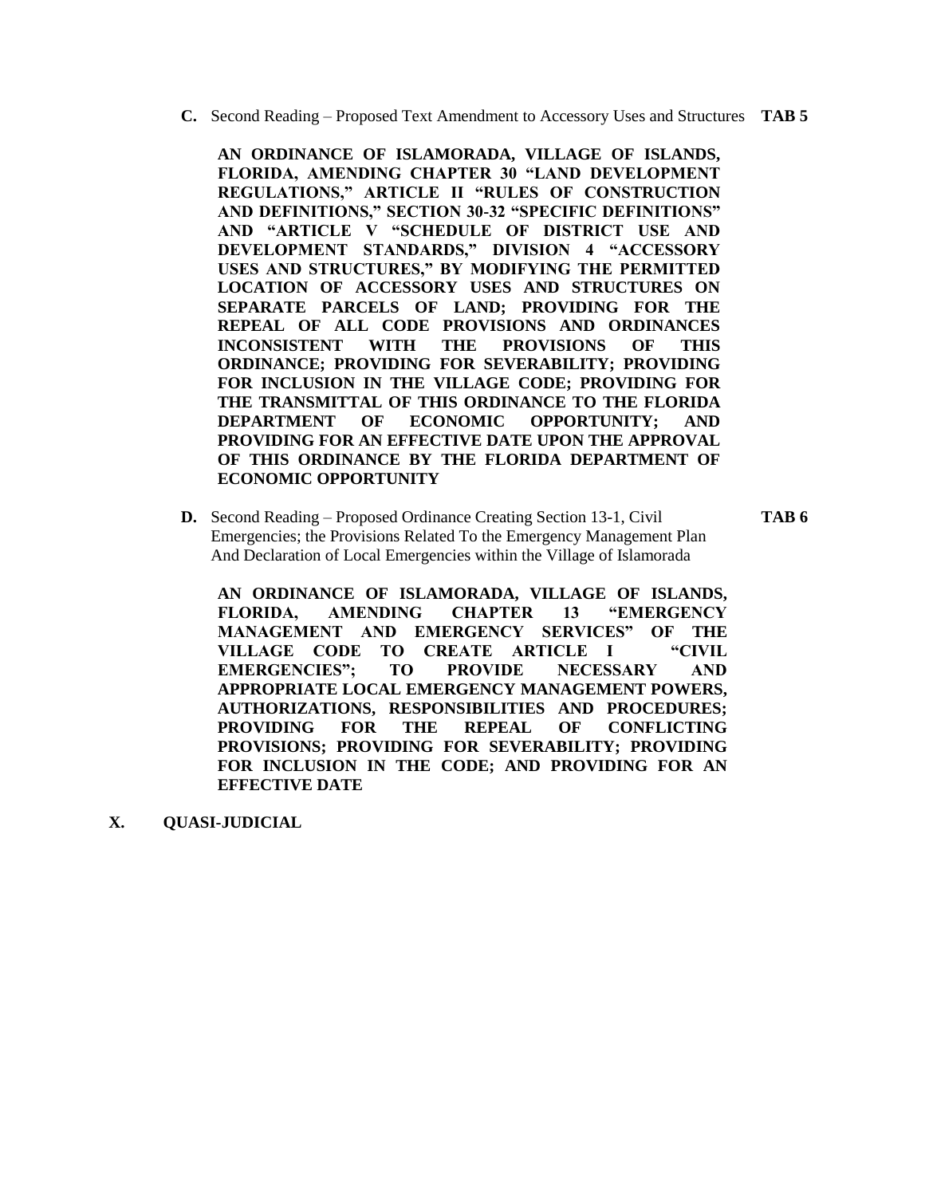**C.** Second Reading – Proposed Text Amendment to Accessory Uses and Structures **TAB 5**

**AN ORDINANCE OF ISLAMORADA, VILLAGE OF ISLANDS, FLORIDA, AMENDING CHAPTER 30 "LAND DEVELOPMENT REGULATIONS," ARTICLE II "RULES OF CONSTRUCTION AND DEFINITIONS," SECTION 30-32 "SPECIFIC DEFINITIONS" AND "ARTICLE V "SCHEDULE OF DISTRICT USE AND DEVELOPMENT STANDARDS," DIVISION 4 "ACCESSORY USES AND STRUCTURES," BY MODIFYING THE PERMITTED LOCATION OF ACCESSORY USES AND STRUCTURES ON SEPARATE PARCELS OF LAND; PROVIDING FOR THE REPEAL OF ALL CODE PROVISIONS AND ORDINANCES INCONSISTENT WITH THE PROVISIONS OF THIS ORDINANCE; PROVIDING FOR SEVERABILITY; PROVIDING FOR INCLUSION IN THE VILLAGE CODE; PROVIDING FOR THE TRANSMITTAL OF THIS ORDINANCE TO THE FLORIDA DEPARTMENT OF ECONOMIC OPPORTUNITY; AND PROVIDING FOR AN EFFECTIVE DATE UPON THE APPROVAL OF THIS ORDINANCE BY THE FLORIDA DEPARTMENT OF ECONOMIC OPPORTUNITY**

**D.** Second Reading – Proposed Ordinance Creating Section 13-1, Civil Emergencies; the Provisions Related To the Emergency Management Plan And Declaration of Local Emergencies within the Village of Islamorada **TAB 6**

**AN ORDINANCE OF ISLAMORADA, VILLAGE OF ISLANDS, FLORIDA, AMENDING CHAPTER 13 "EMERGENCY MANAGEMENT AND EMERGENCY SERVICES" OF THE VILLAGE CODE TO CREATE ARTICLE I "CIVIL EMERGENCIES"; TO PROVIDE NECESSARY AND APPROPRIATE LOCAL EMERGENCY MANAGEMENT POWERS, AUTHORIZATIONS, RESPONSIBILITIES AND PROCEDURES; PROVIDING FOR THE REPEAL OF CONFLICTING PROVISIONS; PROVIDING FOR SEVERABILITY; PROVIDING FOR INCLUSION IN THE CODE; AND PROVIDING FOR AN EFFECTIVE DATE**

**X. QUASI-JUDICIAL**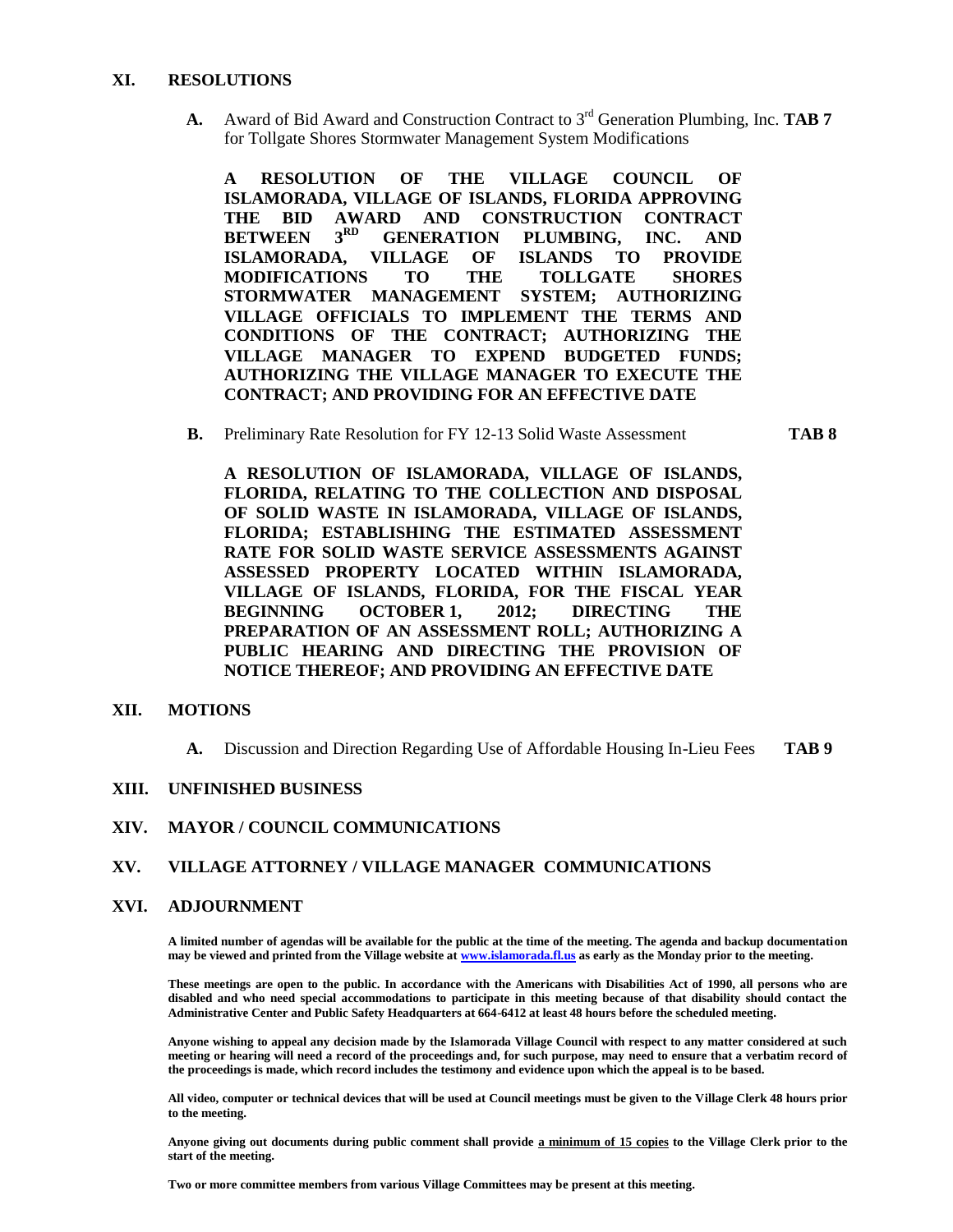## XI. RESOLUTIONS

**A.** Award of Bid Award and Construction Contract to 3rd Generation Plumbing, Inc. for Tollgate Shores Stormwater Management System Modifications **TAB 7**

**A RESOLUTION OF THE VILLAGE COUNCIL OF ISLAMORADA, VILLAGE OF ISLANDS, FLORIDA APPROVING THE BID AWARD AND CONSTRUCTION CONTRACT BETWEEN 3RD GENERATION PLUMBING, INC. AND ISLAMORADA, VILLAGE OF ISLANDS TO PROVIDE MODIFICATIONS TO THE TOLLGATE SHORES STORMWATER MANAGEMENT SYSTEM; AUTHORIZING VILLAGE OFFICIALS TO IMPLEMENT THE TERMS AND CONDITIONS OF THE CONTRACT; AUTHORIZING THE VILLAGE MANAGER TO EXPEND BUDGETED FUNDS; AUTHORIZING THE VILLAGE MANAGER TO EXECUTE THE CONTRACT; AND PROVIDING FOR AN EFFECTIVE DATE**

**B.** Preliminary Rate Resolution for FY 12-13 Solid Waste Assessment **TAB 8**

**A RESOLUTION OF ISLAMORADA, VILLAGE OF ISLANDS, FLORIDA, RELATING TO THE COLLECTION AND DISPOSAL OF SOLID WASTE IN ISLAMORADA, VILLAGE OF ISLANDS, FLORIDA; ESTABLISHING THE ESTIMATED ASSESSMENT RATE FOR SOLID WASTE SERVICE ASSESSMENTS AGAINST ASSESSED PROPERTY LOCATED WITHIN ISLAMORADA, VILLAGE OF ISLANDS, FLORIDA, FOR THE FISCAL YEAR BEGINNING OCTOBER 1, 2012; DIRECTING THE PREPARATION OF AN ASSESSMENT ROLL; AUTHORIZING A PUBLIC HEARING AND DIRECTING THE PROVISION OF NOTICE THEREOF; AND PROVIDING AN EFFECTIVE DATE**

## XII. MOTIONS

**A.** Discussion and Direction Regarding Use of Affordable Housing In-Lieu Fees **TAB 9**

## XIII. UNFINISHED BUSINESS

## XIV. MAYOR / COUNCIL COMMUNICATIONS

## XV. VILLAGE ATTORNEY / VILLAGE MANAGER COMMUNICATIONS

## XVI. ADJOURNMENT

**A limited number of agendas will be available for the public at the time of the meeting. The agenda and backup documentation may be viewed and printed from the Village website at www.islamorada.fl.us as early as the Monday prior to the meeting.**

**These meetings are open to the public. In accordance with the Americans with Disabilities Act of 1990, all persons who are disabled and who need special accommodations to participate in this meeting because of that disability should contact the Administrative Center and Public Safety Headquarters at 664-6412 at least 48 hours before the scheduled meeting.**

**Anyone wishing to appeal any decision made by the Islamorada Village Council with respect to any matter considered at such meeting or hearing will need a record of the proceedings and, for such purpose, may need to ensure that a verbatim record of the proceedings is made, which record includes the testimony and evidence upon which the appeal is to be based.**

**All video, computer or technical devices that will be used at Council meetings must be given to the Village Clerk 48 hours prior to the meeting.**

**Anyone giving out documents during public comment shall provide a minimum of 15 copies to the Village Clerk prior to the start of the meeting.**

**Two or more committee members from various Village Committees may be present at this meeting.**